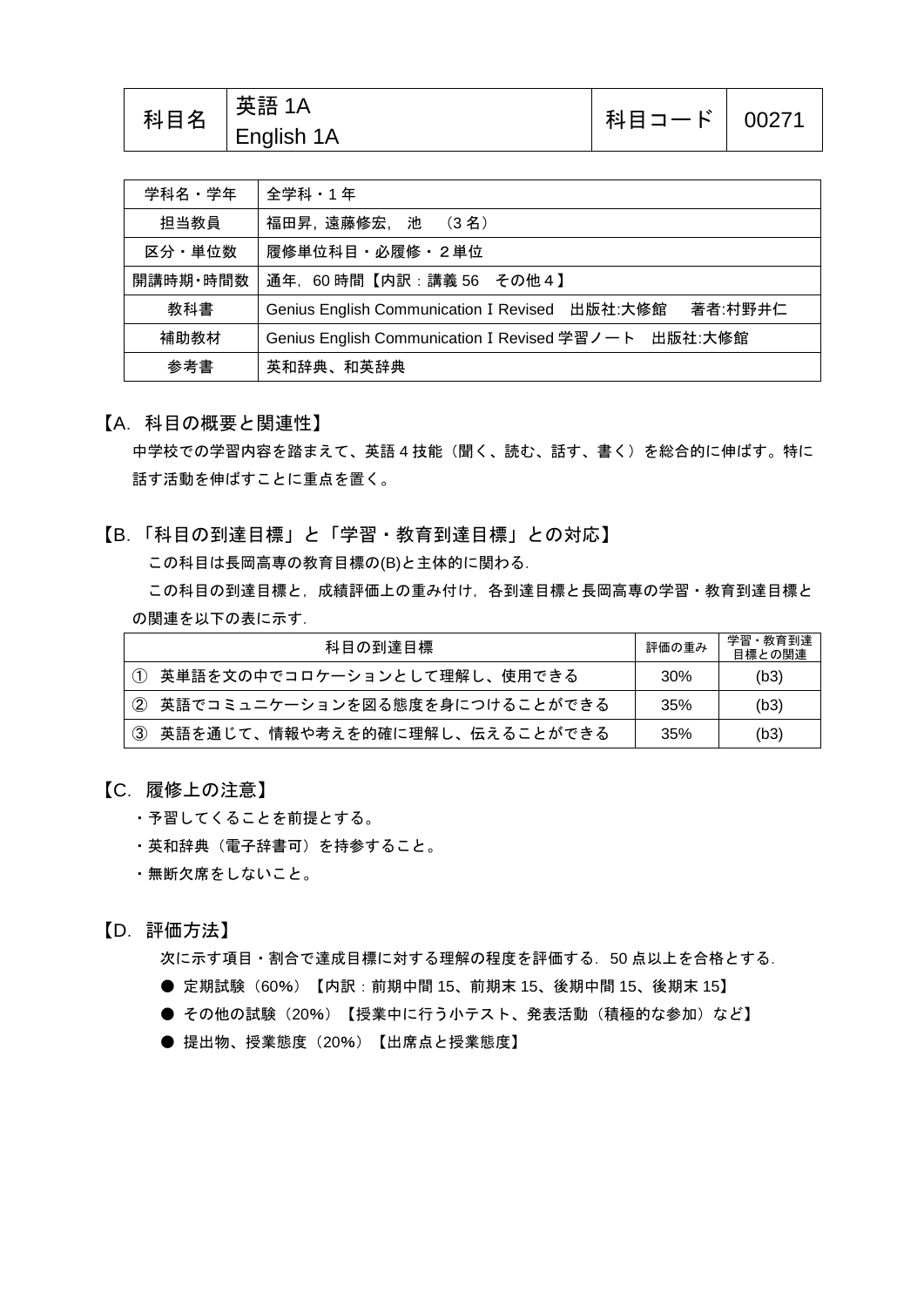| 科目名 | 英語 1A<br>English 1A | 科目コード | 00271 |
|---|---|---|---|

| 学科名・学年 | 全学科・1 年 |
|---|---|
| 担当教員 | 福田昇, 遠藤修宏, 池　（3 名） |
| 区分・単位数 | 履修単位科目・必履修・２単位 |
| 開講時期・時間数 | 通年, 60 時間【内訳：講義 56　その他４】 |
| 教科書 | Genius English Communication I Revised　出版社:大修館　　著者:村野井仁 |
| 補助教材 | Genius English Communication I Revised 学習ノート　出版社:大修館 |
| 参考書 | 英和辞典、和英辞典 |

## 【A. 科目の概要と関連性】

中学校での学習内容を踏まえて、英語 4 技能（聞く、読む、話す、書く）を総合的に伸ばす。特に話す活動を伸ばすことに重点を置く。

## 【B. 「科目の到達目標」と「学習・教育到達目標」との対応】

この科目は長岡高専の教育目標の(B)と主体的に関わる.

この科目の到達目標と，成績評価上の重み付け，各到達目標と長岡高専の学習・教育到達目標との関連を以下の表に示す.

| 科目の到達目標 | 評価の重み | 学習・教育到達目標との関連 |
|---|---|---|
| ① 英単語を文の中でコロケーションとして理解し、使用できる | 30% | (b3) |
| ② 英語でコミュニケーションを図る態度を身につけることができる | 35% | (b3) |
| ③ 英語を通じて、情報や考えを的確に理解し、伝えることができる | 35% | (b3) |

## 【C. 履修上の注意】

・予習してくることを前提とする。

・英和辞典（電子辞書可）を持参すること。

・無断欠席をしないこと。

## 【D. 評価方法】

次に示す項目・割合で達成目標に対する理解の程度を評価する. 50 点以上を合格とする.

- 定期試験（60%）【内訳：前期中間 15、前期末 15、後期中間 15、後期末 15】
- その他の試験（20%）【授業中に行う小テスト、発表活動（積極的な参加）など】
- 提出物、授業態度（20%）【出席点と授業態度】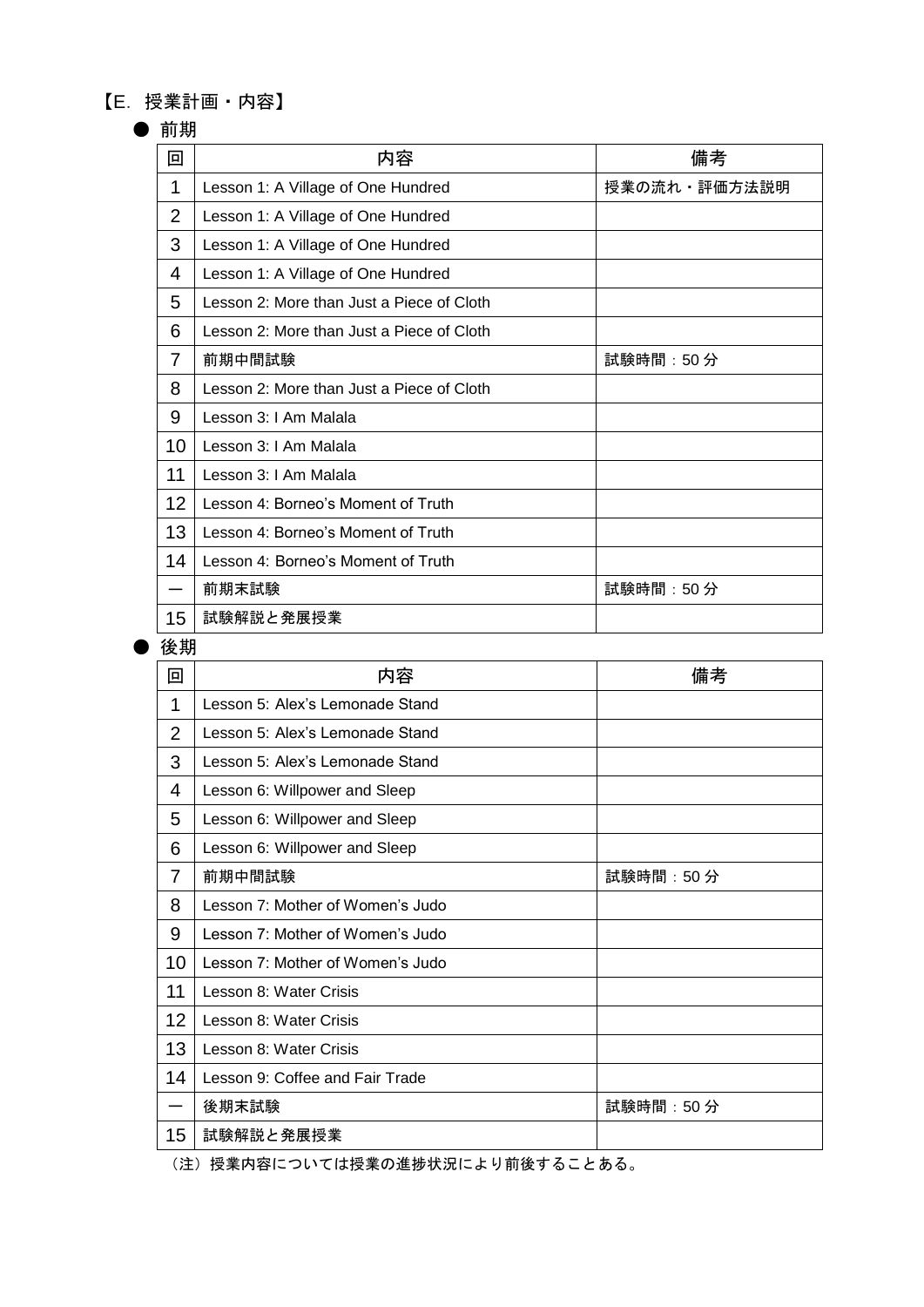【E．授業計画・内容】

● 前期

| 回 | 内容 | 備考 |
|---|---|---|
| 1 | Lesson 1: A Village of One Hundred | 授業の流れ・評価方法説明 |
| 2 | Lesson 1: A Village of One Hundred | |
| 3 | Lesson 1: A Village of One Hundred | |
| 4 | Lesson 1: A Village of One Hundred | |
| 5 | Lesson 2: More than Just a Piece of Cloth | |
| 6 | Lesson 2: More than Just a Piece of Cloth | |
| 7 | 前期中間試験 | 試験時間：50 分 |
| 8 | Lesson 2: More than Just a Piece of Cloth | |
| 9 | Lesson 3: I Am Malala | |
| 10 | Lesson 3: I Am Malala | |
| 11 | Lesson 3: I Am Malala | |
| 12 | Lesson 4: Borneo's Moment of Truth | |
| 13 | Lesson 4: Borneo's Moment of Truth | |
| 14 | Lesson 4: Borneo's Moment of Truth | |
| ー | 前期末試験 | 試験時間：50 分 |
| 15 | 試験解説と発展授業 | |

● 後期

| 回 | 内容 | 備考 |
|---|---|---|
| 1 | Lesson 5: Alex's Lemonade Stand | |
| 2 | Lesson 5: Alex's Lemonade Stand | |
| 3 | Lesson 5: Alex's Lemonade Stand | |
| 4 | Lesson 6: Willpower and Sleep | |
| 5 | Lesson 6: Willpower and Sleep | |
| 6 | Lesson 6: Willpower and Sleep | |
| 7 | 前期中間試験 | 試験時間：50 分 |
| 8 | Lesson 7: Mother of Women's Judo | |
| 9 | Lesson 7: Mother of Women's Judo | |
| 10 | Lesson 7: Mother of Women's Judo | |
| 11 | Lesson 8: Water Crisis | |
| 12 | Lesson 8: Water Crisis | |
| 13 | Lesson 8: Water Crisis | |
| 14 | Lesson 9: Coffee and Fair Trade | |
| ー | 後期末試験 | 試験時間：50 分 |
| 15 | 試験解説と発展授業 | |

（注）授業内容については授業の進捗状況により前後することある。